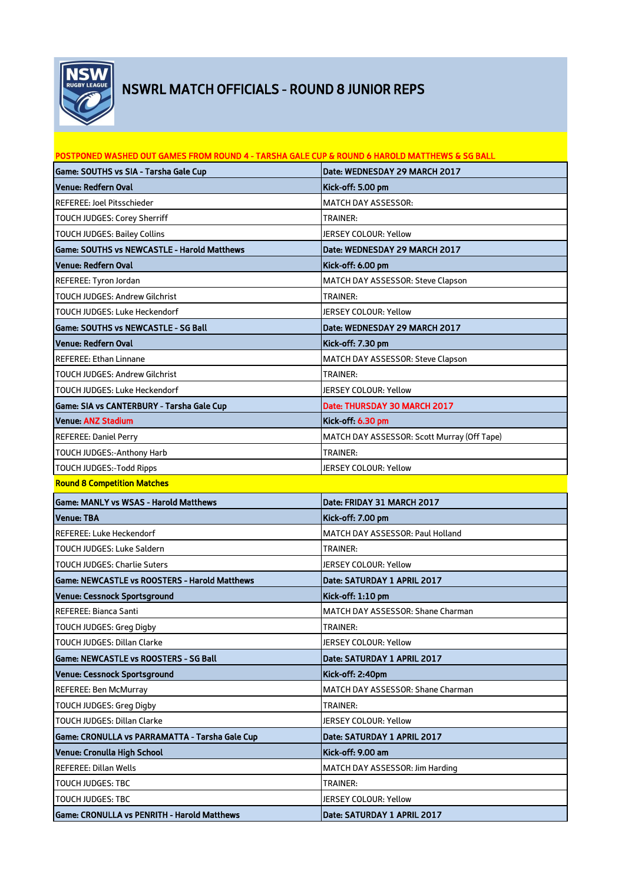# NSWRL MATCH OFFICIALS - ROUND 8 JUNIOR REPS

**POSTPONED WASHED OUT GAMES FROM ROUND 4 - TARSHA GALE CUP & ROUND 6 HAROLD MATTHEWS & SG BALL**

| | |
|---|---|
| **Game: SOUTHS vs SIA - Tarsha Gale Cup** | **Date: WEDNESDAY 29 MARCH 2017** |
| **Venue: Redfern Oval** | **Kick-off: 5.00 pm** |
| REFEREE: Joel Pitsschieder | MATCH DAY ASSESSOR: |
| TOUCH JUDGES: Corey Sherriff | TRAINER: |
| TOUCH JUDGES: Bailey Collins | JERSEY COLOUR: Yellow |
| **Game: SOUTHS vs NEWCASTLE - Harold Matthews** | **Date: WEDNESDAY 29 MARCH 2017** |
| **Venue: Redfern Oval** | **Kick-off: 6.00 pm** |
| REFEREE: Tyron Jordan | MATCH DAY ASSESSOR: Steve Clapson |
| TOUCH JUDGES: Andrew Gilchrist | TRAINER: |
| TOUCH JUDGES: Luke Heckendorf | JERSEY COLOUR: Yellow |
| **Game: SOUTHS vs NEWCASTLE - SG Ball** | **Date: WEDNESDAY 29 MARCH 2017** |
| **Venue: Redfern Oval** | **Kick-off: 7.30 pm** |
| REFEREE: Ethan Linnane | MATCH DAY ASSESSOR: Steve Clapson |
| TOUCH JUDGES: Andrew Gilchrist | TRAINER: |
| TOUCH JUDGES: Luke Heckendorf | JERSEY COLOUR: Yellow |
| **Game: SIA vs CANTERBURY - Tarsha Gale Cup** | **Date: THURSDAY 30 MARCH 2017** |
| **Venue: ANZ Stadium** | **Kick-off: 6.30 pm** |
| REFEREE: Daniel Perry | MATCH DAY ASSESSOR: Scott Murray (Off Tape) |
| TOUCH JUDGES:-Anthony Harb | TRAINER: |
| TOUCH JUDGES:-Todd Ripps | JERSEY COLOUR: Yellow |

**Round 8 Competition Matches**

| | |
|---|---|
| **Game: MANLY vs WSAS - Harold Matthews** | **Date: FRIDAY 31 MARCH 2017** |
| **Venue: TBA** | **Kick-off: 7.00 pm** |
| REFEREE: Luke Heckendorf | MATCH DAY ASSESSOR: Paul Holland |
| TOUCH JUDGES: Luke Saldern | TRAINER: |
| TOUCH JUDGES: Charlie Suters | JERSEY COLOUR: Yellow |
| **Game: NEWCASTLE vs ROOSTERS - Harold Matthews** | **Date: SATURDAY 1 APRIL 2017** |
| **Venue: Cessnock Sportsground** | **Kick-off: 1:10 pm** |
| REFEREE: Bianca Santi | MATCH DAY ASSESSOR: Shane Charman |
| TOUCH JUDGES: Greg Digby | TRAINER: |
| TOUCH JUDGES: Dillan Clarke | JERSEY COLOUR: Yellow |
| **Game: NEWCASTLE vs ROOSTERS - SG Ball** | **Date: SATURDAY 1 APRIL 2017** |
| **Venue: Cessnock Sportsground** | **Kick-off: 2:40pm** |
| REFEREE: Ben McMurray | MATCH DAY ASSESSOR: Shane Charman |
| TOUCH JUDGES: Greg Digby | TRAINER: |
| TOUCH JUDGES: Dillan Clarke | JERSEY COLOUR: Yellow |
| **Game: CRONULLA vs PARRAMATTA - Tarsha Gale Cup** | **Date: SATURDAY 1 APRIL 2017** |
| **Venue: Cronulla High School** | **Kick-off: 9.00 am** |
| REFEREE: Dillan Wells | MATCH DAY ASSESSOR: Jim Harding |
| TOUCH JUDGES: TBC | TRAINER: |
| TOUCH JUDGES: TBC | JERSEY COLOUR: Yellow |
| **Game: CRONULLA vs PENRITH - Harold Matthews** | **Date: SATURDAY 1 APRIL 2017** |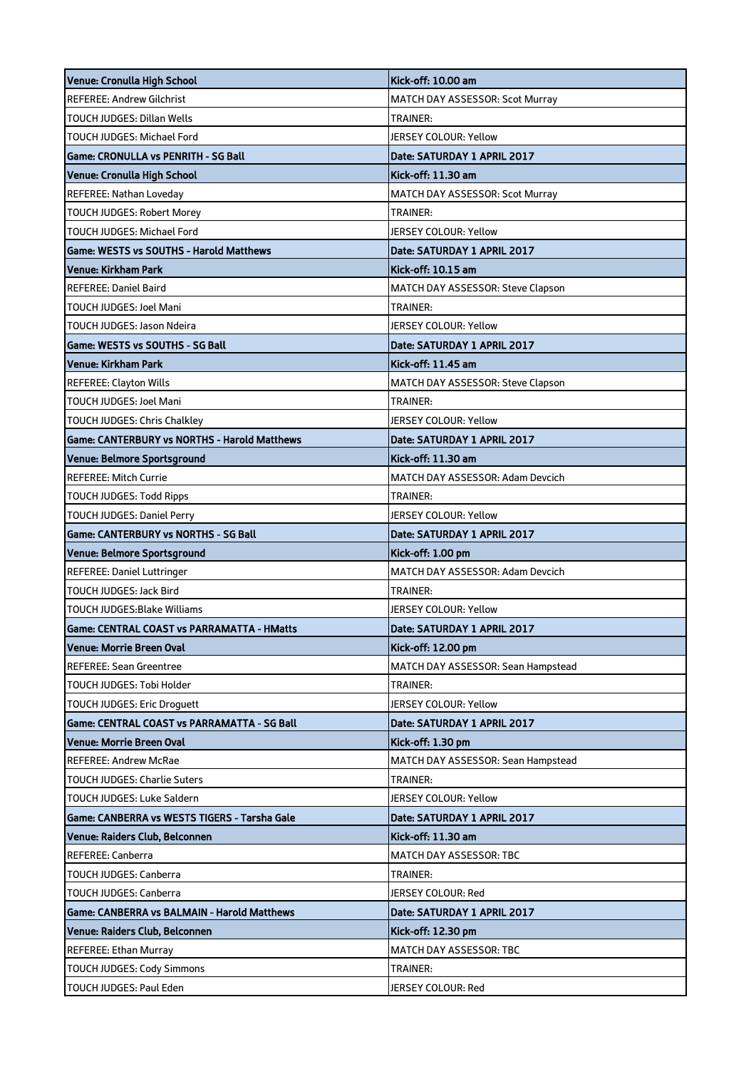| Venue: Cronulla High School | Kick-off: 10.00 am |
|---|---|
| REFEREE: Andrew Gilchrist | MATCH DAY ASSESSOR: Scot Murray |
| TOUCH JUDGES: Dillan Wells | TRAINER: |
| TOUCH JUDGES: Michael Ford | JERSEY COLOUR: Yellow |
| **Game: CRONULLA vs PENRITH - SG Ball** | **Date: SATURDAY 1 APRIL 2017** |
| **Venue: Cronulla High School** | **Kick-off: 11.30 am** |
| REFEREE: Nathan Loveday | MATCH DAY ASSESSOR: Scot Murray |
| TOUCH JUDGES: Robert Morey | TRAINER: |
| TOUCH JUDGES: Michael Ford | JERSEY COLOUR: Yellow |
| **Game: WESTS vs SOUTHS - Harold Matthews** | **Date: SATURDAY 1 APRIL 2017** |
| **Venue: Kirkham Park** | **Kick-off: 10.15 am** |
| REFEREE: Daniel Baird | MATCH DAY ASSESSOR: Steve Clapson |
| TOUCH JUDGES: Joel Mani | TRAINER: |
| TOUCH JUDGES: Jason Ndeira | JERSEY COLOUR: Yellow |
| **Game: WESTS vs SOUTHS - SG Ball** | **Date: SATURDAY 1 APRIL 2017** |
| **Venue: Kirkham Park** | **Kick-off: 11.45 am** |
| REFEREE: Clayton Wills | MATCH DAY ASSESSOR: Steve Clapson |
| TOUCH JUDGES: Joel Mani | TRAINER: |
| TOUCH JUDGES: Chris Chalkley | JERSEY COLOUR: Yellow |
| **Game: CANTERBURY vs NORTHS - Harold Matthews** | **Date: SATURDAY 1 APRIL 2017** |
| **Venue: Belmore Sportsground** | **Kick-off: 11.30 am** |
| REFEREE: Mitch Currie | MATCH DAY ASSESSOR: Adam Devcich |
| TOUCH JUDGES: Todd Ripps | TRAINER: |
| TOUCH JUDGES: Daniel Perry | JERSEY COLOUR: Yellow |
| **Game: CANTERBURY vs NORTHS - SG Ball** | **Date: SATURDAY 1 APRIL 2017** |
| **Venue: Belmore Sportsground** | **Kick-off: 1.00 pm** |
| REFEREE: Daniel Luttringer | MATCH DAY ASSESSOR: Adam Devcich |
| TOUCH JUDGES: Jack Bird | TRAINER: |
| TOUCH JUDGES:Blake Williams | JERSEY COLOUR: Yellow |
| **Game: CENTRAL COAST vs PARRAMATTA - HMatts** | **Date: SATURDAY 1 APRIL 2017** |
| **Venue: Morrie Breen Oval** | **Kick-off: 12.00 pm** |
| REFEREE: Sean Greentree | MATCH DAY ASSESSOR: Sean Hampstead |
| TOUCH JUDGES: Tobi Holder | TRAINER: |
| TOUCH JUDGES: Eric Droguett | JERSEY COLOUR: Yellow |
| **Game: CENTRAL COAST vs PARRAMATTA - SG Ball** | **Date: SATURDAY 1 APRIL 2017** |
| **Venue: Morrie Breen Oval** | **Kick-off: 1.30 pm** |
| REFEREE: Andrew McRae | MATCH DAY ASSESSOR: Sean Hampstead |
| TOUCH JUDGES: Charlie Suters | TRAINER: |
| TOUCH JUDGES: Luke Saldern | JERSEY COLOUR: Yellow |
| **Game: CANBERRA vs WESTS TIGERS - Tarsha Gale** | **Date: SATURDAY 1 APRIL 2017** |
| **Venue: Raiders Club, Belconnen** | **Kick-off: 11.30 am** |
| REFEREE: Canberra | MATCH DAY ASSESSOR: TBC |
| TOUCH JUDGES: Canberra | TRAINER: |
| TOUCH JUDGES: Canberra | JERSEY COLOUR: Red |
| **Game: CANBERRA vs BALMAIN - Harold Matthews** | **Date: SATURDAY 1 APRIL 2017** |
| **Venue: Raiders Club, Belconnen** | **Kick-off: 12.30 pm** |
| REFEREE: Ethan Murray | MATCH DAY ASSESSOR: TBC |
| TOUCH JUDGES: Cody Simmons | TRAINER: |
| TOUCH JUDGES: Paul Eden | JERSEY COLOUR: Red |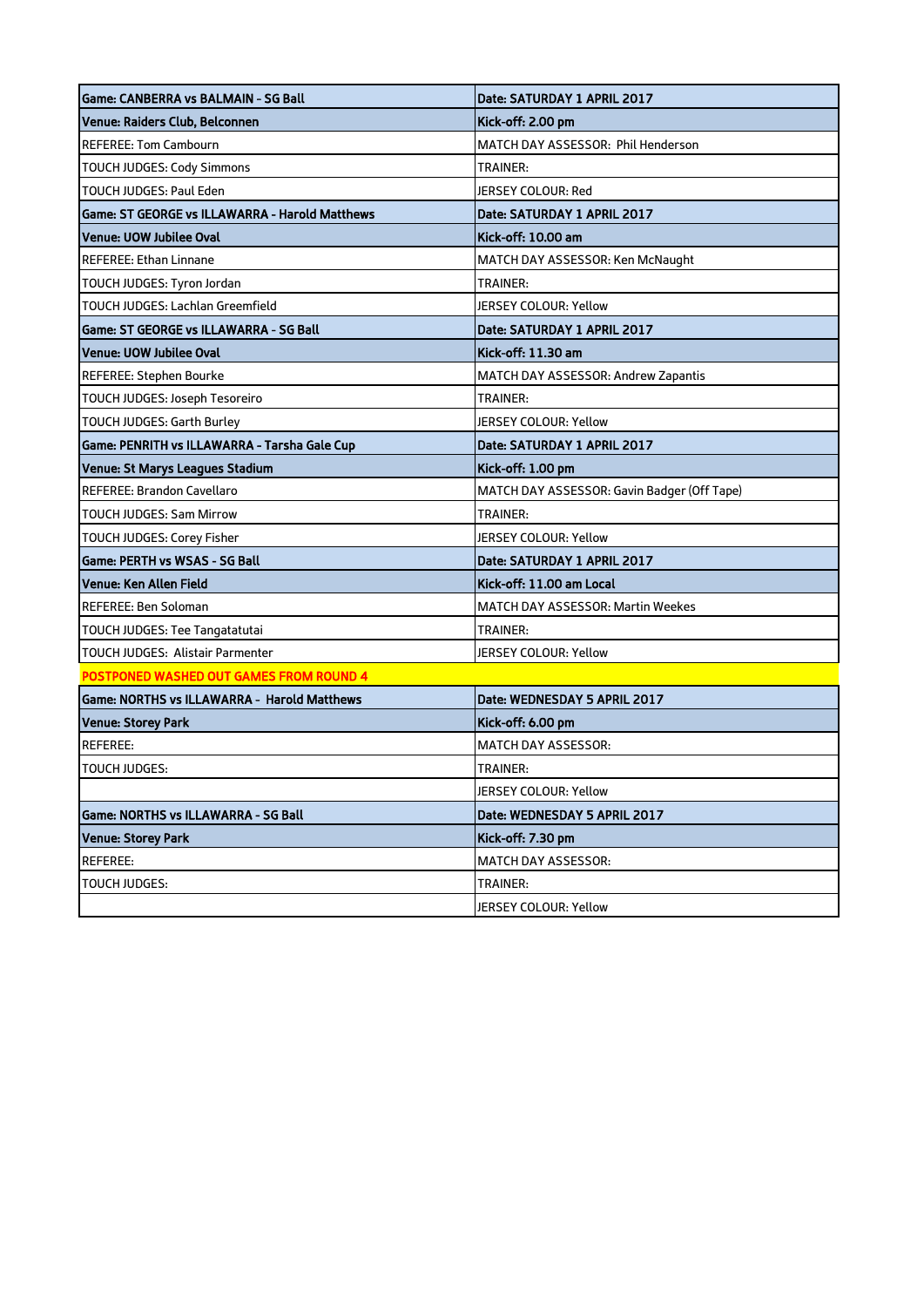| | |
|---|---|
| **Game: CANBERRA vs BALMAIN - SG Ball** | **Date: SATURDAY 1 APRIL 2017** |
| **Venue: Raiders Club, Belconnen** | **Kick-off: 2.00 pm** |
| REFEREE: Tom Cambourn | MATCH DAY ASSESSOR: Phil Henderson |
| TOUCH JUDGES: Cody Simmons | TRAINER: |
| TOUCH JUDGES: Paul Eden | JERSEY COLOUR: Red |
| **Game: ST GEORGE vs ILLAWARRA - Harold Matthews** | **Date: SATURDAY 1 APRIL 2017** |
| **Venue: UOW Jubilee Oval** | **Kick-off: 10.00 am** |
| REFEREE: Ethan Linnane | MATCH DAY ASSESSOR: Ken McNaught |
| TOUCH JUDGES: Tyron Jordan | TRAINER: |
| TOUCH JUDGES: Lachlan Greemfield | JERSEY COLOUR: Yellow |
| **Game: ST GEORGE vs ILLAWARRA - SG Ball** | **Date: SATURDAY 1 APRIL 2017** |
| **Venue: UOW Jubilee Oval** | **Kick-off: 11.30 am** |
| REFEREE: Stephen Bourke | MATCH DAY ASSESSOR: Andrew Zapantis |
| TOUCH JUDGES: Joseph Tesoreiro | TRAINER: |
| TOUCH JUDGES: Garth Burley | JERSEY COLOUR: Yellow |
| **Game: PENRITH vs ILLAWARRA - Tarsha Gale Cup** | **Date: SATURDAY 1 APRIL 2017** |
| **Venue: St Marys Leagues Stadium** | **Kick-off: 1.00 pm** |
| REFEREE: Brandon Cavellaro | MATCH DAY ASSESSOR: Gavin Badger (Off Tape) |
| TOUCH JUDGES: Sam Mirrow | TRAINER: |
| TOUCH JUDGES: Corey Fisher | JERSEY COLOUR: Yellow |
| **Game: PERTH vs WSAS - SG Ball** | **Date: SATURDAY 1 APRIL 2017** |
| **Venue: Ken Allen Field** | **Kick-off: 11.00 am Local** |
| REFEREE: Ben Soloman | MATCH DAY ASSESSOR: Martin Weekes |
| TOUCH JUDGES: Tee Tangatatutai | TRAINER: |
| TOUCH JUDGES: Alistair Parmenter | JERSEY COLOUR: Yellow |
| **POSTPONED WASHED OUT GAMES FROM ROUND 4** | |
| **Game: NORTHS vs ILLAWARRA - Harold Matthews** | **Date: WEDNESDAY 5 APRIL 2017** |
| **Venue: Storey Park** | **Kick-off: 6.00 pm** |
| REFEREE: | MATCH DAY ASSESSOR: |
| TOUCH JUDGES: | TRAINER: |
| | JERSEY COLOUR: Yellow |
| **Game: NORTHS vs ILLAWARRA - SG Ball** | **Date: WEDNESDAY 5 APRIL 2017** |
| **Venue: Storey Park** | **Kick-off: 7.30 pm** |
| REFEREE: | MATCH DAY ASSESSOR: |
| TOUCH JUDGES: | TRAINER: |
| | JERSEY COLOUR: Yellow |